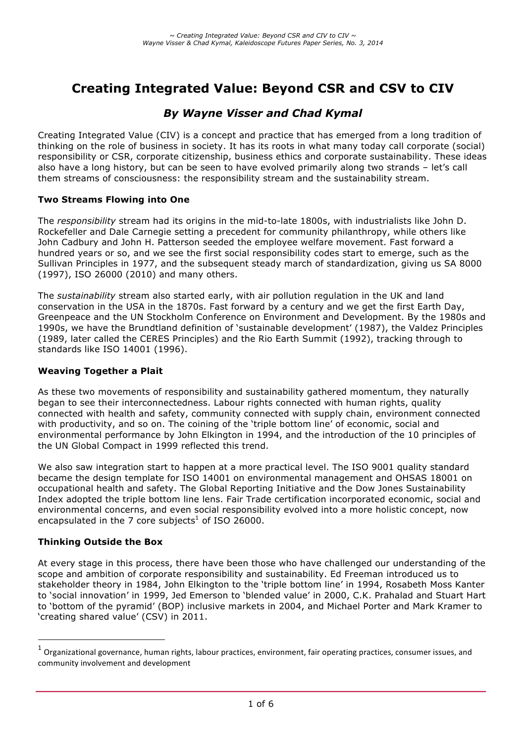# Creating Integrated Value: Beyond CSR and CSV to CIV

## *By Wayne Visser and Chad Kymal*

Creating Integrated Value (CIV) is a concept and practice that has emerged from a long tradition of thinking on the role of business in society. It has its roots in what many today call corporate (social) responsibility or CSR, corporate citizenship, business ethics and corporate sustainability. These ideas also have a long history, but can be seen to have evolved primarily along two strands – let's call them streams of consciousness: the responsibility stream and the sustainability stream.

### Two Streams Flowing into One

The *responsibility* stream had its origins in the mid-to-late 1800s, with industrialists like John D. Rockefeller and Dale Carnegie setting a precedent for community philanthropy, while others like John Cadbury and John H. Patterson seeded the employee welfare movement. Fast forward a hundred years or so, and we see the first social responsibility codes start to emerge, such as the Sullivan Principles in 1977, and the subsequent steady march of standardization, giving us SA 8000 (1997), ISO 26000 (2010) and many others.

The *sustainability* stream also started early, with air pollution regulation in the UK and land conservation in the USA in the 1870s. Fast forward by a century and we get the first Earth Day, Greenpeace and the UN Stockholm Conference on Environment and Development. By the 1980s and 1990s, we have the Brundtland definition of 'sustainable development' (1987), the Valdez Principles (1989, later called the CERES Principles) and the Rio Earth Summit (1992), tracking through to standards like ISO 14001 (1996).

### Weaving Together a Plait

As these two movements of responsibility and sustainability gathered momentum, they naturally began to see their interconnectedness. Labour rights connected with human rights, quality connected with health and safety, community connected with supply chain, environment connected with productivity, and so on. The coining of the 'triple bottom line' of economic, social and environmental performance by John Elkington in 1994, and the introduction of the 10 principles of the UN Global Compact in 1999 reflected this trend.

We also saw integration start to happen at a more practical level. The ISO 9001 quality standard became the design template for ISO 14001 on environmental management and OHSAS 18001 on occupational health and safety. The Global Reporting Initiative and the Dow Jones Sustainability Index adopted the triple bottom line lens. Fair Trade certification incorporated economic, social and environmental concerns, and even social responsibility evolved into a more holistic concept, now encapsulated in the 7 core subjects[1] of ISO 26000.

### Thinking Outside the Box

At every stage in this process, there have been those who have challenged our understanding of the scope and ambition of corporate responsibility and sustainability. Ed Freeman introduced us to stakeholder theory in 1984, John Elkington to the 'triple bottom line' in 1994, Rosabeth Moss Kanter to 'social innovation' in 1999, Jed Emerson to 'blended value' in 2000, C.K. Prahalad and Stuart Hart to 'bottom of the pyramid' (BOP) inclusive markets in 2004, and Michael Porter and Mark Kramer to 'creating shared value' (CSV) in 2011.

---

[1] Organizational governance, human rights, labour practices, environment, fair operating practices, consumer issues, and community involvement and development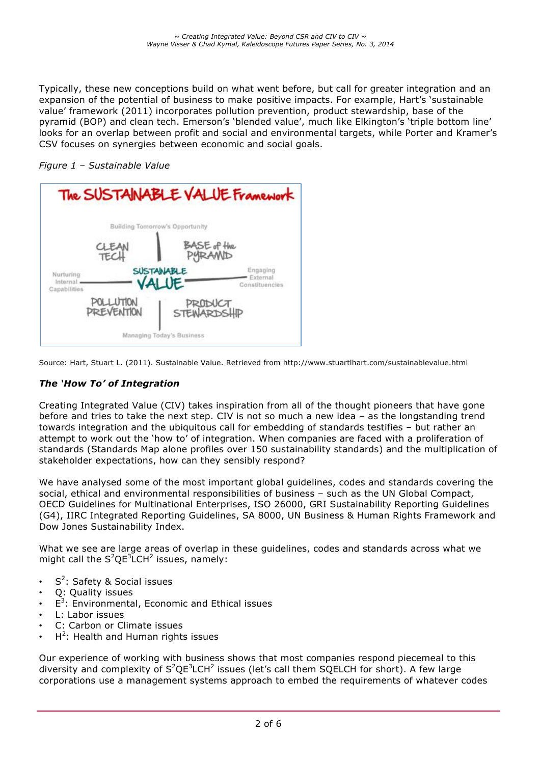Typically, these new conceptions build on what went before, but call for greater integration and an expansion of the potential of business to make positive impacts. For example, Hart's 'sustainable value' framework (2011) incorporates pollution prevention, product stewardship, base of the pyramid (BOP) and clean tech. Emerson's 'blended value', much like Elkington's 'triple bottom line' looks for an overlap between profit and social and environmental targets, while Porter and Kramer's CSV focuses on synergies between economic and social goals.

*Figure 1 – Sustainable Value*

Source: Hart, Stuart L. (2011). Sustainable Value. Retrieved from http://www.stuartlhart.com/sustainablevalue.html

### *The 'How To' of Integration*

Creating Integrated Value (CIV) takes inspiration from all of the thought pioneers that have gone before and tries to take the next step. CIV is not so much a new idea – as the longstanding trend towards integration and the ubiquitous call for embedding of standards testifies – but rather an attempt to work out the 'how to' of integration. When companies are faced with a proliferation of standards (Standards Map alone profiles over 150 sustainability standards) and the multiplication of stakeholder expectations, how can they sensibly respond?

We have analysed some of the most important global guidelines, codes and standards covering the social, ethical and environmental responsibilities of business – such as the UN Global Compact, OECD Guidelines for Multinational Enterprises, ISO 26000, GRI Sustainability Reporting Guidelines (G4), IIRC Integrated Reporting Guidelines, SA 8000, UN Business & Human Rights Framework and Dow Jones Sustainability Index.

What we see are large areas of overlap in these guidelines, codes and standards across what we might call the $S^2QE^3LCH^2$ issues, namely:

- $S^2$: Safety & Social issues
- Q: Quality issues
- $E^3$: Environmental, Economic and Ethical issues
- L: Labor issues
- C: Carbon or Climate issues
- $H^2$: Health and Human rights issues

Our experience of working with business shows that most companies respond piecemeal to this diversity and complexity of $S^2QE^3LCH^2$ issues (let's call them SQELCH for short). A few large corporations use a management systems approach to embed the requirements of whatever codes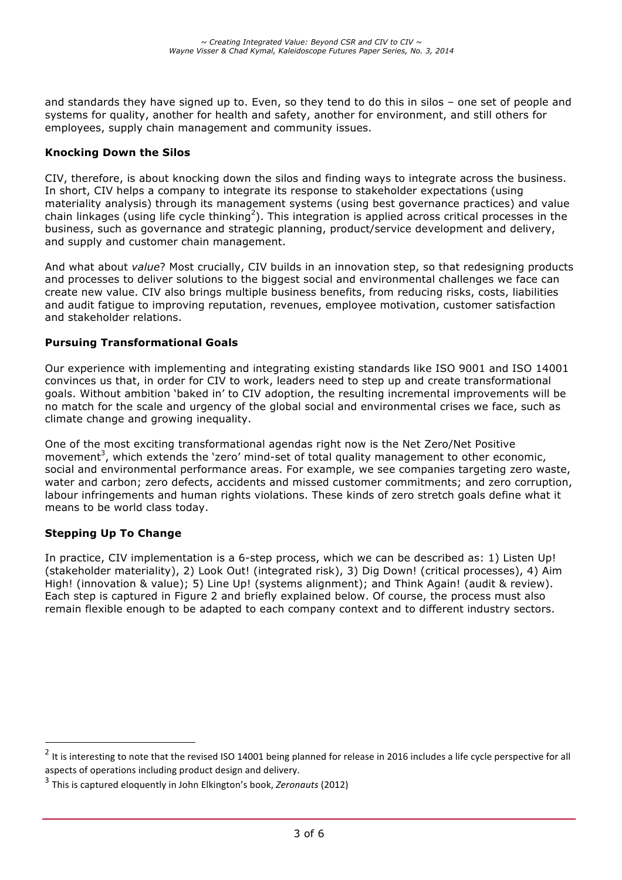and standards they have signed up to. Even, so they tend to do this in silos – one set of people and systems for quality, another for health and safety, another for environment, and still others for employees, supply chain management and community issues.

### Knocking Down the Silos

CIV, therefore, is about knocking down the silos and finding ways to integrate across the business. In short, CIV helps a company to integrate its response to stakeholder expectations (using materiality analysis) through its management systems (using best governance practices) and value chain linkages (using life cycle thinking[2]). This integration is applied across critical processes in the business, such as governance and strategic planning, product/service development and delivery, and supply and customer chain management.

And what about *value*? Most crucially, CIV builds in an innovation step, so that redesigning products and processes to deliver solutions to the biggest social and environmental challenges we face can create new value. CIV also brings multiple business benefits, from reducing risks, costs, liabilities and audit fatigue to improving reputation, revenues, employee motivation, customer satisfaction and stakeholder relations.

### Pursuing Transformational Goals

Our experience with implementing and integrating existing standards like ISO 9001 and ISO 14001 convinces us that, in order for CIV to work, leaders need to step up and create transformational goals. Without ambition 'baked in' to CIV adoption, the resulting incremental improvements will be no match for the scale and urgency of the global social and environmental crises we face, such as climate change and growing inequality.

One of the most exciting transformational agendas right now is the Net Zero/Net Positive movement[3], which extends the 'zero' mind-set of total quality management to other economic, social and environmental performance areas. For example, we see companies targeting zero waste, water and carbon; zero defects, accidents and missed customer commitments; and zero corruption, labour infringements and human rights violations. These kinds of zero stretch goals define what it means to be world class today.

### Stepping Up To Change

In practice, CIV implementation is a 6-step process, which we can be described as: 1) Listen Up! (stakeholder materiality), 2) Look Out! (integrated risk), 3) Dig Down! (critical processes), 4) Aim High! (innovation & value); 5) Line Up! (systems alignment); and Think Again! (audit & review). Each step is captured in Figure 2 and briefly explained below. Of course, the process must also remain flexible enough to be adapted to each company context and to different industry sectors.

---

[2] It is interesting to note that the revised ISO 14001 being planned for release in 2016 includes a life cycle perspective for all aspects of operations including product design and delivery.

[3] This is captured eloquently in John Elkington's book, *Zeronauts* (2012)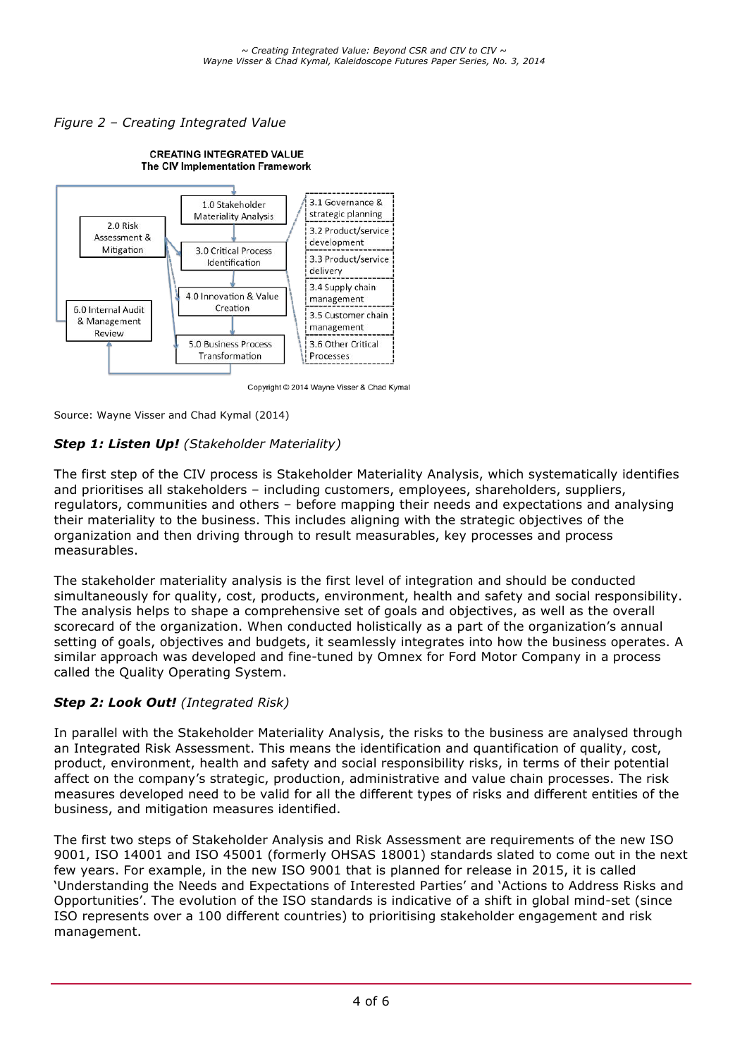*Figure 2 – Creating Integrated Value*

**CREATING INTEGRATED VALUE**
**The CIV Implementation Framework**

1.0 Stakeholder Materiality Analysis

2.0 Risk Assessment & Mitigation

3.0 Critical Process Identification

4.0 Innovation & Value Creation

5.0 Business Process Transformation

6.0 Internal Audit & Management Review

3.1 Governance & strategic planning

3.2 Product/service development

3.3 Product/service delivery

3.4 Supply chain management

3.5 Customer chain management

3.6 Other Critical Processes

Copyright © 2014 Wayne Visser & Chad Kymal

Source: Wayne Visser and Chad Kymal (2014)

***Step 1: Listen Up!*** *(Stakeholder Materiality)*

The first step of the CIV process is Stakeholder Materiality Analysis, which systematically identifies and prioritises all stakeholders – including customers, employees, shareholders, suppliers, regulators, communities and others – before mapping their needs and expectations and analysing their materiality to the business. This includes aligning with the strategic objectives of the organization and then driving through to result measurables, key processes and process measurables.

The stakeholder materiality analysis is the first level of integration and should be conducted simultaneously for quality, cost, products, environment, health and safety and social responsibility. The analysis helps to shape a comprehensive set of goals and objectives, as well as the overall scorecard of the organization. When conducted holistically as a part of the organization's annual setting of goals, objectives and budgets, it seamlessly integrates into how the business operates. A similar approach was developed and fine-tuned by Omnex for Ford Motor Company in a process called the Quality Operating System.

***Step 2: Look Out!*** *(Integrated Risk)*

In parallel with the Stakeholder Materiality Analysis, the risks to the business are analysed through an Integrated Risk Assessment. This means the identification and quantification of quality, cost, product, environment, health and safety and social responsibility risks, in terms of their potential affect on the company's strategic, production, administrative and value chain processes. The risk measures developed need to be valid for all the different types of risks and different entities of the business, and mitigation measures identified.

The first two steps of Stakeholder Analysis and Risk Assessment are requirements of the new ISO 9001, ISO 14001 and ISO 45001 (formerly OHSAS 18001) standards slated to come out in the next few years. For example, in the new ISO 9001 that is planned for release in 2015, it is called 'Understanding the Needs and Expectations of Interested Parties' and 'Actions to Address Risks and Opportunities'. The evolution of the ISO standards is indicative of a shift in global mind-set (since ISO represents over a 100 different countries) to prioritising stakeholder engagement and risk management.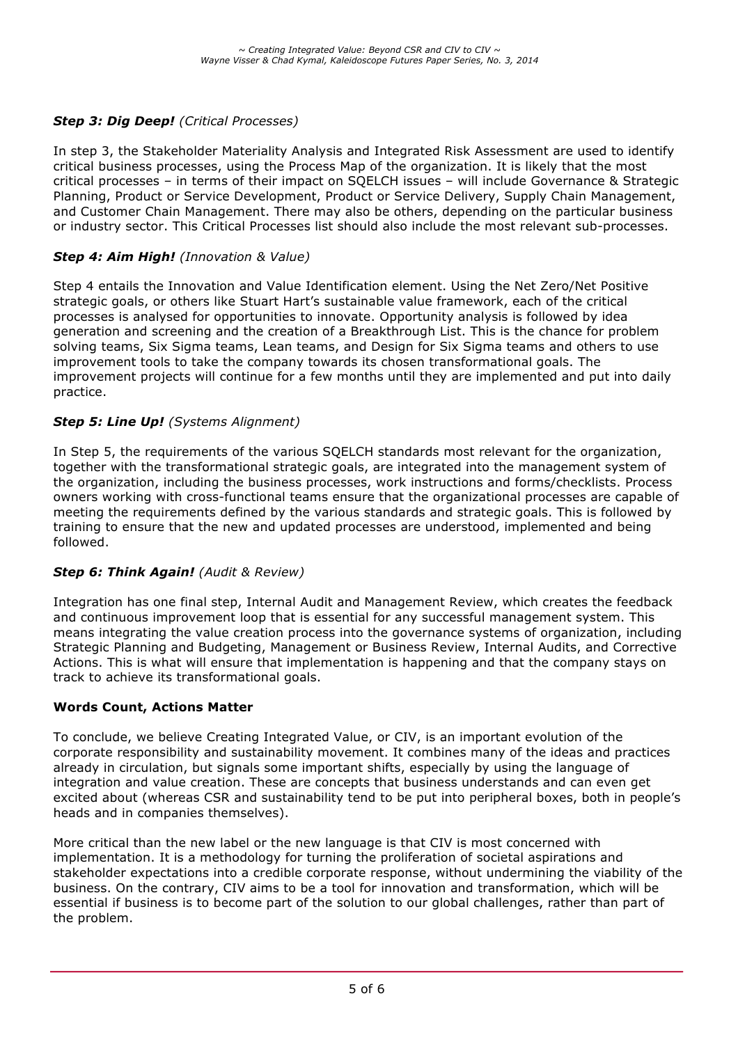### *Step 3: Dig Deep! (Critical Processes)*

In step 3, the Stakeholder Materiality Analysis and Integrated Risk Assessment are used to identify critical business processes, using the Process Map of the organization. It is likely that the most critical processes – in terms of their impact on SQELCH issues – will include Governance & Strategic Planning, Product or Service Development, Product or Service Delivery, Supply Chain Management, and Customer Chain Management. There may also be others, depending on the particular business or industry sector. This Critical Processes list should also include the most relevant sub-processes.

### *Step 4: Aim High! (Innovation & Value)*

Step 4 entails the Innovation and Value Identification element. Using the Net Zero/Net Positive strategic goals, or others like Stuart Hart's sustainable value framework, each of the critical processes is analysed for opportunities to innovate. Opportunity analysis is followed by idea generation and screening and the creation of a Breakthrough List. This is the chance for problem solving teams, Six Sigma teams, Lean teams, and Design for Six Sigma teams and others to use improvement tools to take the company towards its chosen transformational goals. The improvement projects will continue for a few months until they are implemented and put into daily practice.

### *Step 5: Line Up! (Systems Alignment)*

In Step 5, the requirements of the various SQELCH standards most relevant for the organization, together with the transformational strategic goals, are integrated into the management system of the organization, including the business processes, work instructions and forms/checklists. Process owners working with cross-functional teams ensure that the organizational processes are capable of meeting the requirements defined by the various standards and strategic goals. This is followed by training to ensure that the new and updated processes are understood, implemented and being followed.

### *Step 6: Think Again! (Audit & Review)*

Integration has one final step, Internal Audit and Management Review, which creates the feedback and continuous improvement loop that is essential for any successful management system. This means integrating the value creation process into the governance systems of organization, including Strategic Planning and Budgeting, Management or Business Review, Internal Audits, and Corrective Actions. This is what will ensure that implementation is happening and that the company stays on track to achieve its transformational goals.

## Words Count, Actions Matter

To conclude, we believe Creating Integrated Value, or CIV, is an important evolution of the corporate responsibility and sustainability movement. It combines many of the ideas and practices already in circulation, but signals some important shifts, especially by using the language of integration and value creation. These are concepts that business understands and can even get excited about (whereas CSR and sustainability tend to be put into peripheral boxes, both in people's heads and in companies themselves).

More critical than the new label or the new language is that CIV is most concerned with implementation. It is a methodology for turning the proliferation of societal aspirations and stakeholder expectations into a credible corporate response, without undermining the viability of the business. On the contrary, CIV aims to be a tool for innovation and transformation, which will be essential if business is to become part of the solution to our global challenges, rather than part of the problem.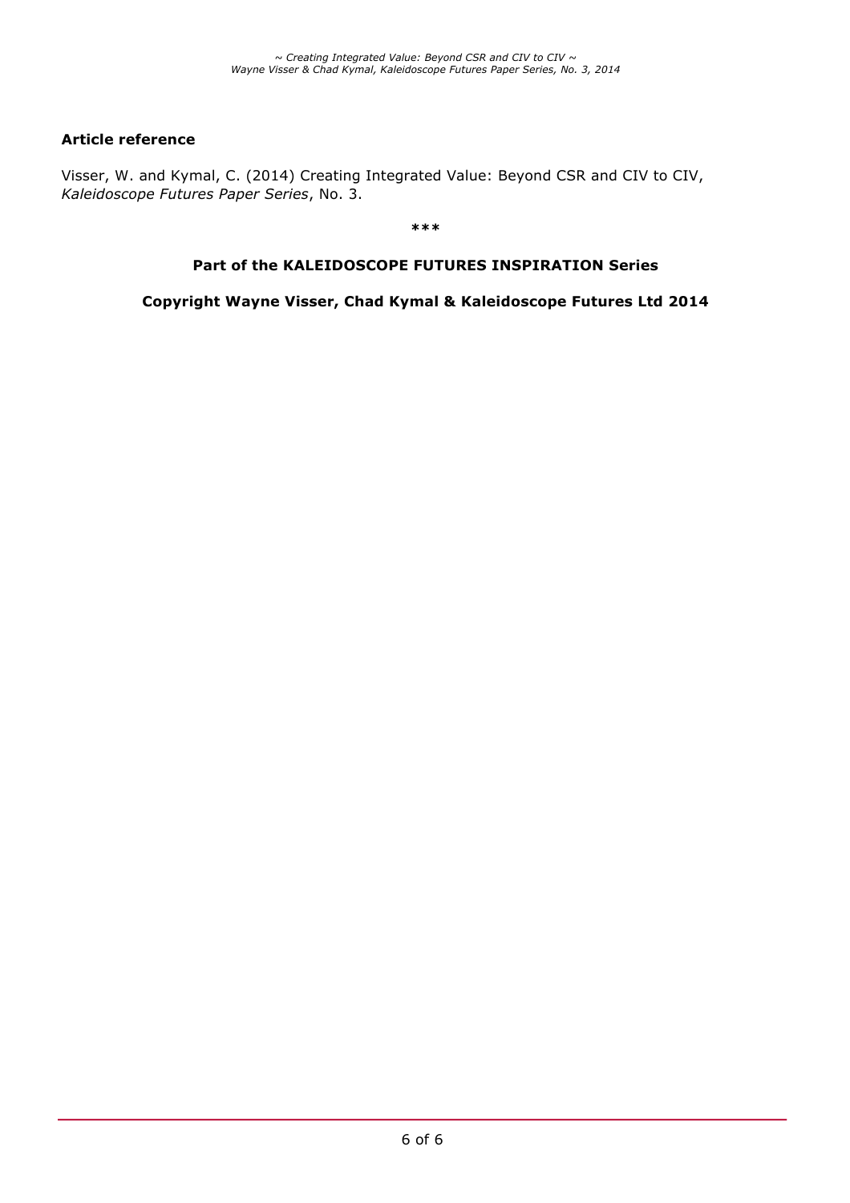**Article reference**

Visser, W. and Kymal, C. (2014) Creating Integrated Value: Beyond CSR and CIV to CIV, *Kaleidoscope Futures Paper Series*, No. 3.

***

**Part of the KALEIDOSCOPE FUTURES INSPIRATION Series**

**Copyright Wayne Visser, Chad Kymal & Kaleidoscope Futures Ltd 2014**